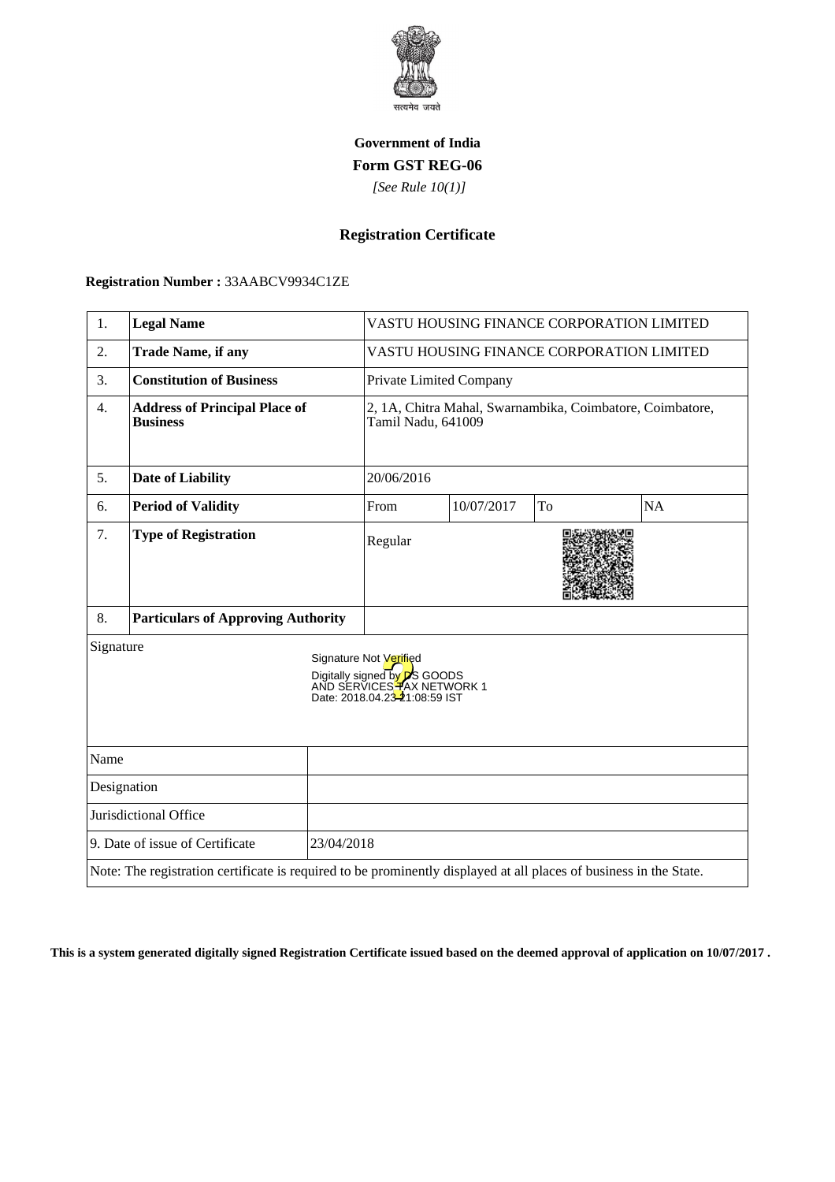**Government of India**

**Form GST REG-06**

*[See Rule 10(1)]*

## Registration Certificate

**Registration Number :** 33AABCV9934C1ZE

| | | | | | |
|---|---|---|---|---|---|
| 1. | **Legal Name** | VASTU HOUSING FINANCE CORPORATION LIMITED | | | |
| 2. | **Trade Name, if any** | VASTU HOUSING FINANCE CORPORATION LIMITED | | | |
| 3. | **Constitution of Business** | Private Limited Company | | | |
| 4. | **Address of Principal Place of Business** | 2, 1A, Chitra Mahal, Swarnambika, Coimbatore, Coimbatore, Tamil Nadu, 641009 | | | |
| 5. | **Date of Liability** | 20/06/2016 | | | |
| 6. | **Period of Validity** | From | 10/07/2017 | To | NA |
| 7. | **Type of Registration** | Regular | | | |
| 8. | **Particulars of Approving Authority** | | | | |

Signature

Signature Not Verified
Digitally signed by DS GOODS AND SERVICES TAX NETWORK 1
Date: 2018.04.23 21:08:59 IST

| | |
|---|---|
| Name | |
| Designation | |
| Jurisdictional Office | |
| 9. Date of issue of Certificate | 23/04/2018 |

Note: The registration certificate is required to be prominently displayed at all places of business in the State.

**This is a system generated digitally signed Registration Certificate issued based on the deemed approval of application on 10/07/2017 .**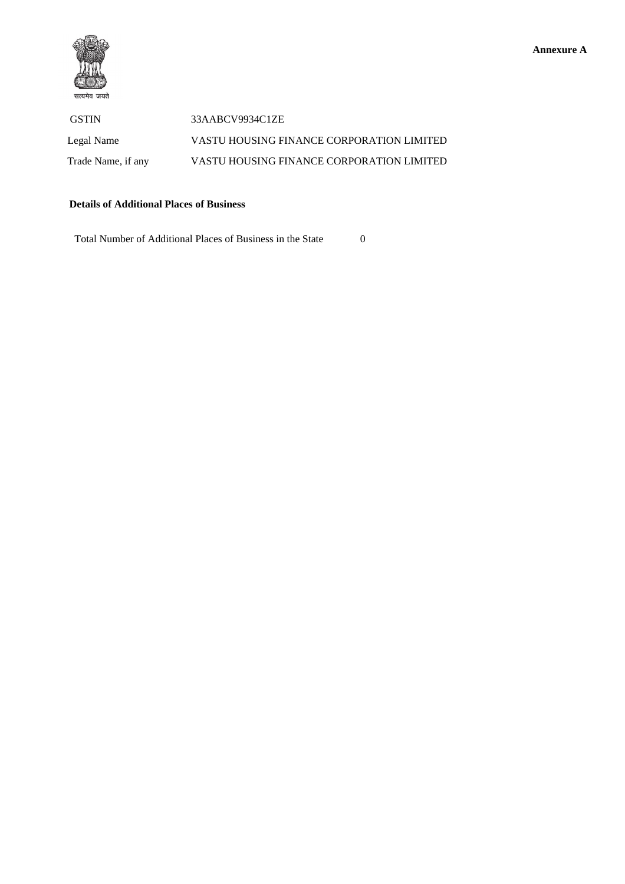**Annexure A**

सत्यमेव जयते

| | |
|---|---|
| GSTIN | 33AABCV9934C1ZE |
| Legal Name | VASTU HOUSING FINANCE CORPORATION LIMITED |
| Trade Name, if any | VASTU HOUSING FINANCE CORPORATION LIMITED |

**Details of Additional Places of Business**

Total Number of Additional Places of Business in the State 0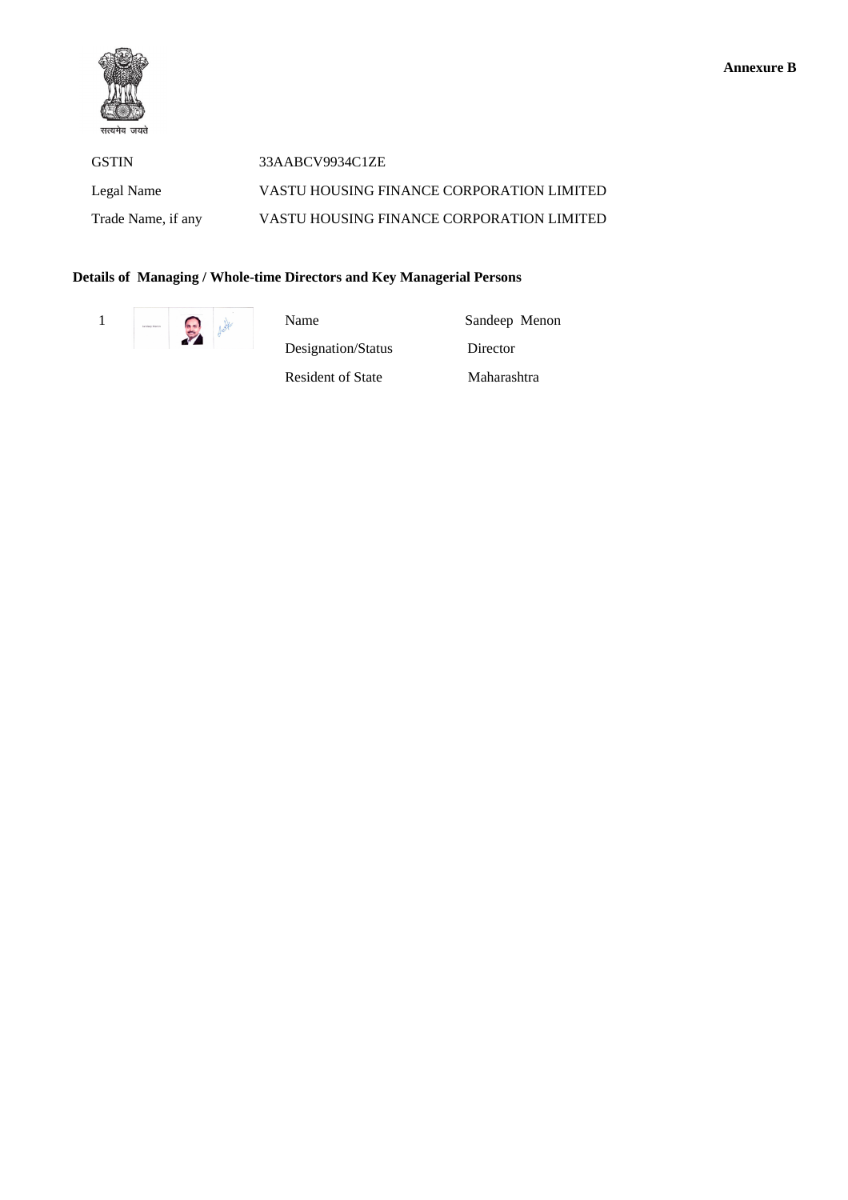**Annexure B**

सत्यमेव जयते

| | |
|---|---|
| GSTIN | 33AABCV9934C1ZE |
| Legal Name | VASTU HOUSING FINANCE CORPORATION LIMITED |
| Trade Name, if any | VASTU HOUSING FINANCE CORPORATION LIMITED |

**Details of Managing / Whole-time Directors and Key Managerial Persons**

| | | |
|---|---|---|
| 1 | Name | Sandeep Menon |
| | Designation/Status | Director |
| | Resident of State | Maharashtra |